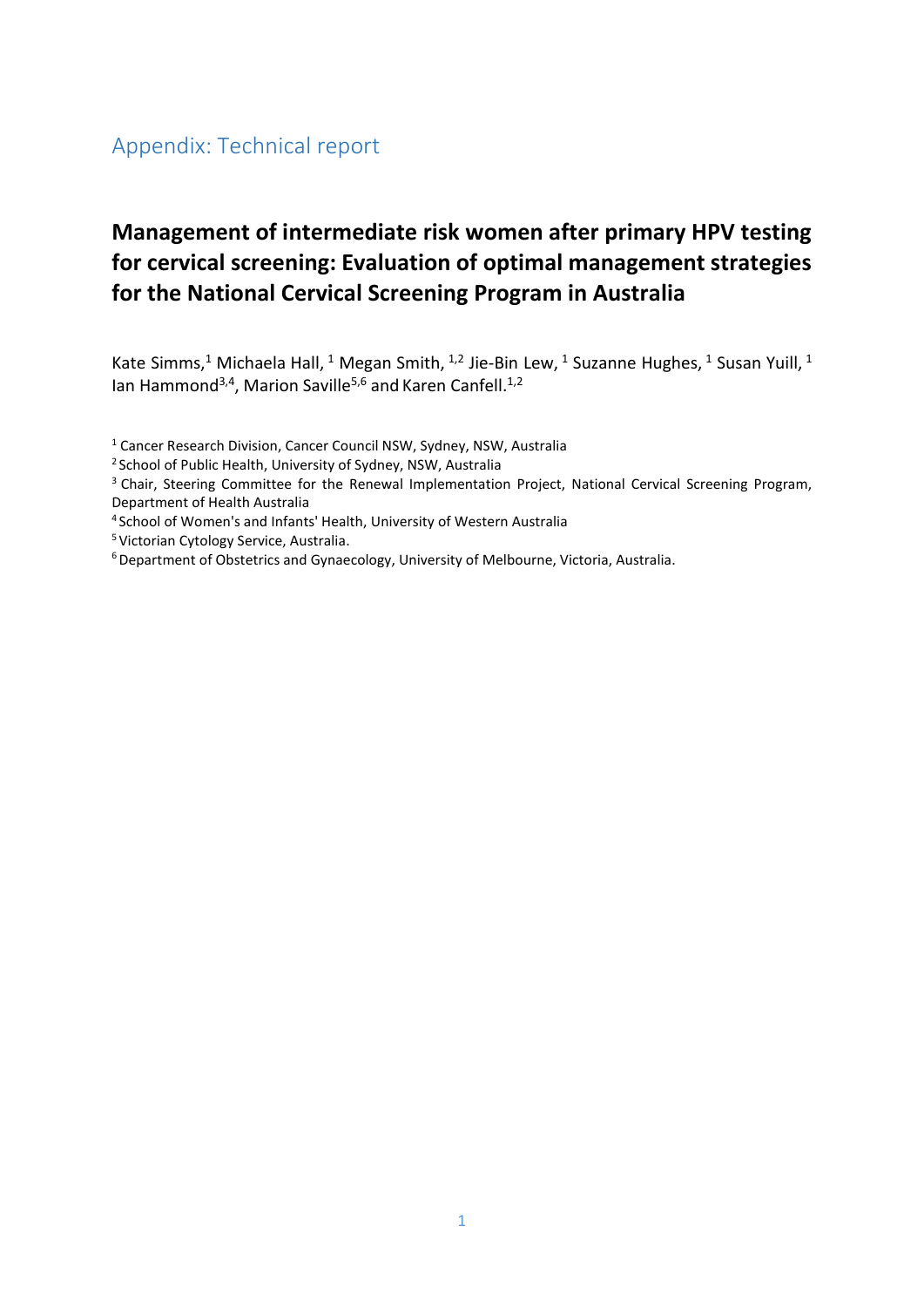## Appendix: Technical report

# Management of intermediate risk women after primary HPV testing for cervical screening: Evaluation of optimal management strategies for the National Cervical Screening Program in Australia

Kate Simms,[1] Michaela Hall,[1] Megan Smith,[1,2] Jie-Bin Lew,[1] Suzanne Hughes,[1] Susan Yuill,[1] Ian Hammond[3,4], Marion Saville[5,6] and Karen Canfell.[1,2]

[1] Cancer Research Division, Cancer Council NSW, Sydney, NSW, Australia

[2] School of Public Health, University of Sydney, NSW, Australia

[3] Chair, Steering Committee for the Renewal Implementation Project, National Cervical Screening Program, Department of Health Australia

[4] School of Women's and Infants' Health, University of Western Australia

[5] Victorian Cytology Service, Australia.

[6] Department of Obstetrics and Gynaecology, University of Melbourne, Victoria, Australia.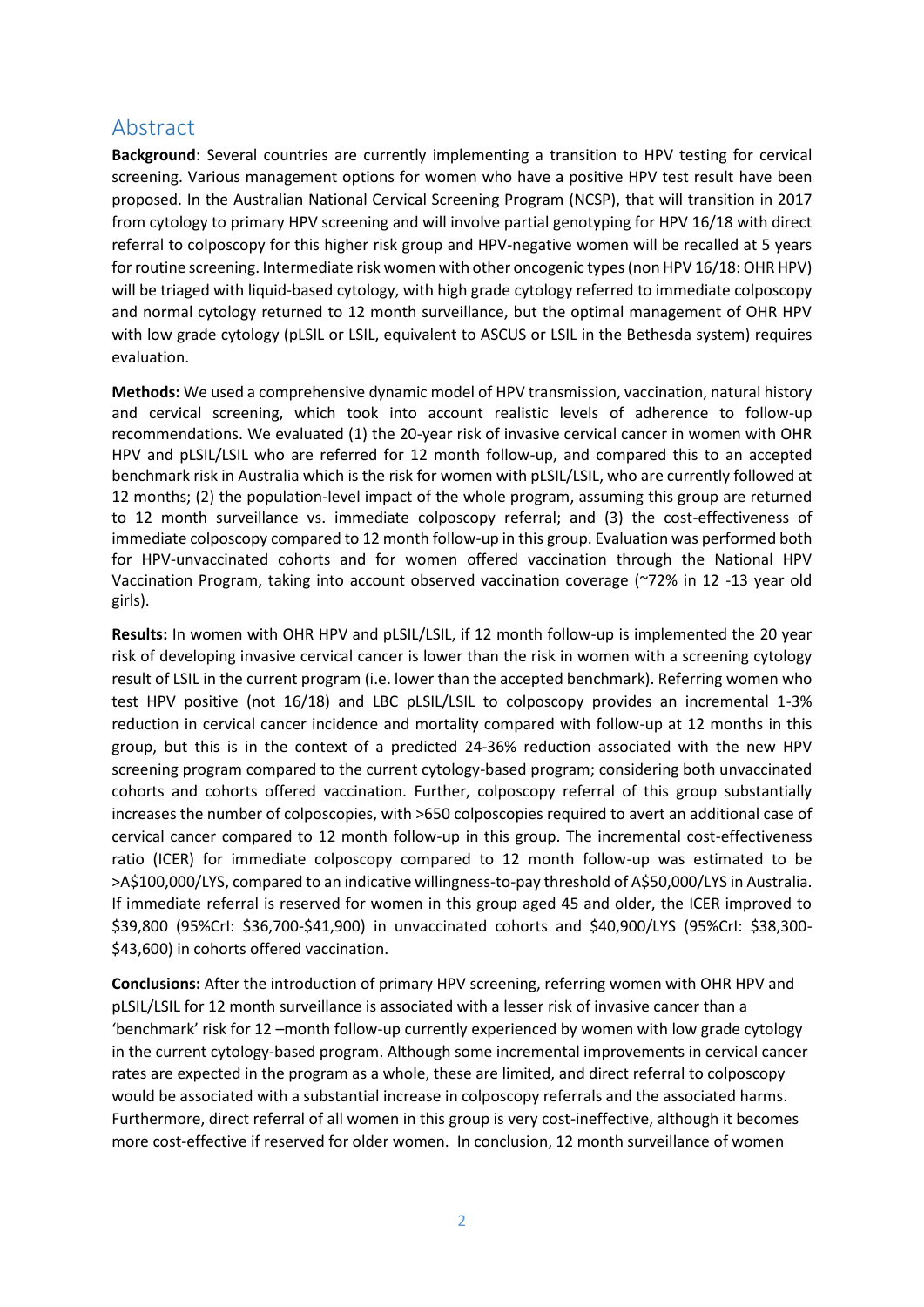## Abstract

**Background**: Several countries are currently implementing a transition to HPV testing for cervical screening. Various management options for women who have a positive HPV test result have been proposed. In the Australian National Cervical Screening Program (NCSP), that will transition in 2017 from cytology to primary HPV screening and will involve partial genotyping for HPV 16/18 with direct referral to colposcopy for this higher risk group and HPV-negative women will be recalled at 5 years for routine screening. Intermediate risk women with other oncogenic types (non HPV 16/18: OHR HPV) will be triaged with liquid-based cytology, with high grade cytology referred to immediate colposcopy and normal cytology returned to 12 month surveillance, but the optimal management of OHR HPV with low grade cytology (pLSIL or LSIL, equivalent to ASCUS or LSIL in the Bethesda system) requires evaluation.

**Methods:** We used a comprehensive dynamic model of HPV transmission, vaccination, natural history and cervical screening, which took into account realistic levels of adherence to follow-up recommendations. We evaluated (1) the 20-year risk of invasive cervical cancer in women with OHR HPV and pLSIL/LSIL who are referred for 12 month follow-up, and compared this to an accepted benchmark risk in Australia which is the risk for women with pLSIL/LSIL, who are currently followed at 12 months; (2) the population-level impact of the whole program, assuming this group are returned to 12 month surveillance vs. immediate colposcopy referral; and (3) the cost-effectiveness of immediate colposcopy compared to 12 month follow-up in this group. Evaluation was performed both for HPV-unvaccinated cohorts and for women offered vaccination through the National HPV Vaccination Program, taking into account observed vaccination coverage (~72% in 12 -13 year old girls).

**Results:** In women with OHR HPV and pLSIL/LSIL, if 12 month follow-up is implemented the 20 year risk of developing invasive cervical cancer is lower than the risk in women with a screening cytology result of LSIL in the current program (i.e. lower than the accepted benchmark). Referring women who test HPV positive (not 16/18) and LBC pLSIL/LSIL to colposcopy provides an incremental 1-3% reduction in cervical cancer incidence and mortality compared with follow-up at 12 months in this group, but this is in the context of a predicted 24-36% reduction associated with the new HPV screening program compared to the current cytology-based program; considering both unvaccinated cohorts and cohorts offered vaccination. Further, colposcopy referral of this group substantially increases the number of colposcopies, with >650 colposcopies required to avert an additional case of cervical cancer compared to 12 month follow-up in this group. The incremental cost-effectiveness ratio (ICER) for immediate colposcopy compared to 12 month follow-up was estimated to be >A$100,000/LYS, compared to an indicative willingness-to-pay threshold of A$50,000/LYS in Australia. If immediate referral is reserved for women in this group aged 45 and older, the ICER improved to $39,800 (95%CrI: $36,700-$41,900) in unvaccinated cohorts and $40,900/LYS (95%CrI: $38,300-$43,600) in cohorts offered vaccination.

**Conclusions:** After the introduction of primary HPV screening, referring women with OHR HPV and pLSIL/LSIL for 12 month surveillance is associated with a lesser risk of invasive cancer than a 'benchmark' risk for 12 –month follow-up currently experienced by women with low grade cytology in the current cytology-based program. Although some incremental improvements in cervical cancer rates are expected in the program as a whole, these are limited, and direct referral to colposcopy would be associated with a substantial increase in colposcopy referrals and the associated harms. Furthermore, direct referral of all women in this group is very cost-ineffective, although it becomes more cost-effective if reserved for older women. In conclusion, 12 month surveillance of women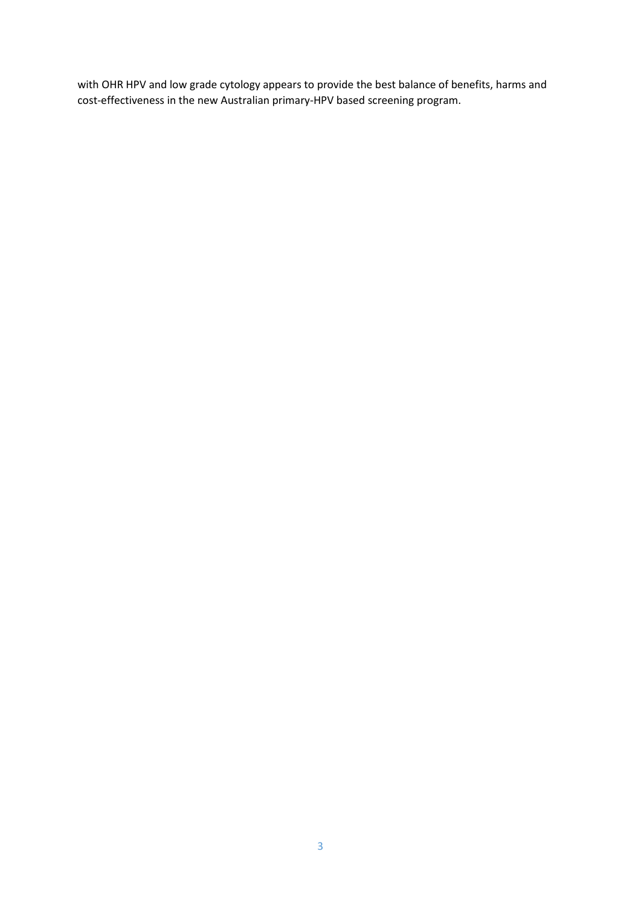with OHR HPV and low grade cytology appears to provide the best balance of benefits, harms and cost-effectiveness in the new Australian primary-HPV based screening program.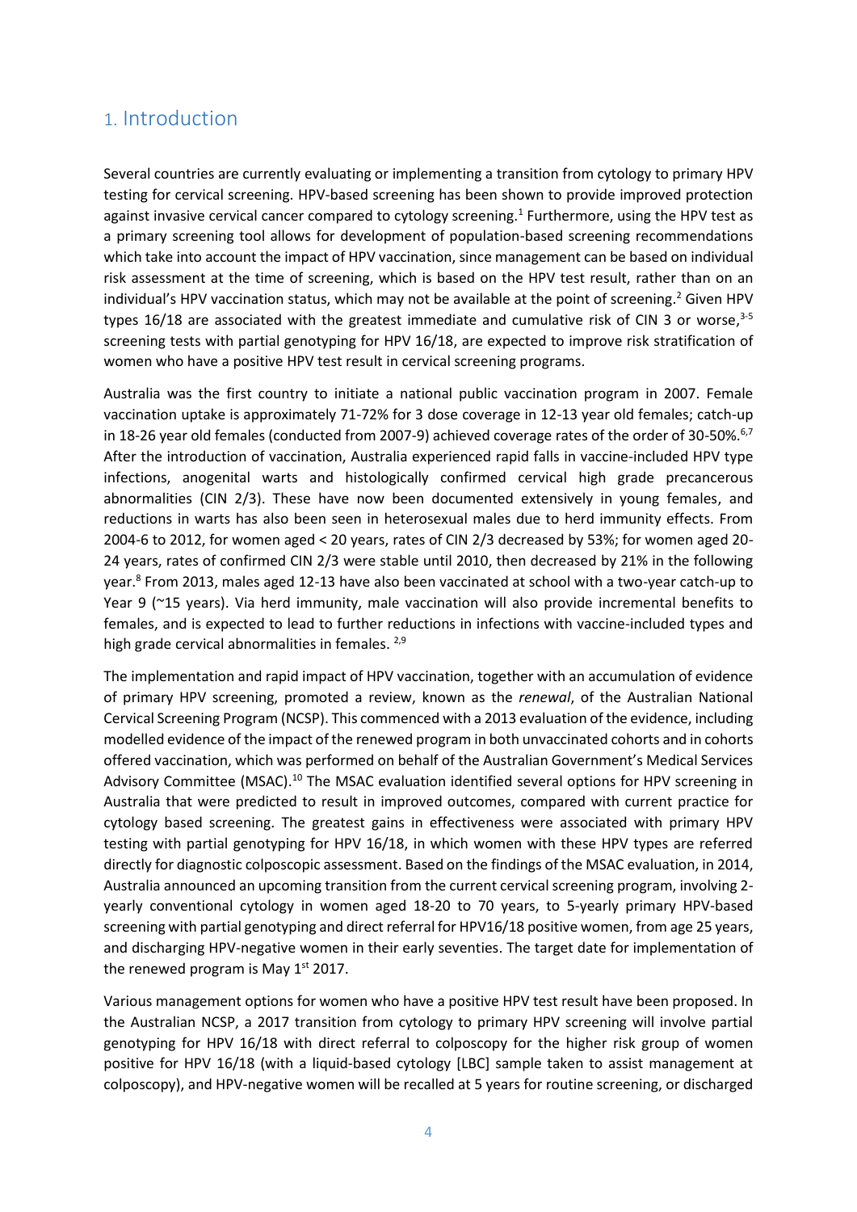# 1. Introduction

Several countries are currently evaluating or implementing a transition from cytology to primary HPV testing for cervical screening. HPV-based screening has been shown to provide improved protection against invasive cervical cancer compared to cytology screening.[1] Furthermore, using the HPV test as a primary screening tool allows for development of population-based screening recommendations which take into account the impact of HPV vaccination, since management can be based on individual risk assessment at the time of screening, which is based on the HPV test result, rather than on an individual's HPV vaccination status, which may not be available at the point of screening.[2] Given HPV types 16/18 are associated with the greatest immediate and cumulative risk of CIN 3 or worse,[3-5] screening tests with partial genotyping for HPV 16/18, are expected to improve risk stratification of women who have a positive HPV test result in cervical screening programs.

Australia was the first country to initiate a national public vaccination program in 2007. Female vaccination uptake is approximately 71-72% for 3 dose coverage in 12-13 year old females; catch-up in 18-26 year old females (conducted from 2007-9) achieved coverage rates of the order of 30-50%.[6,7] After the introduction of vaccination, Australia experienced rapid falls in vaccine-included HPV type infections, anogenital warts and histologically confirmed cervical high grade precancerous abnormalities (CIN 2/3). These have now been documented extensively in young females, and reductions in warts has also been seen in heterosexual males due to herd immunity effects. From 2004-6 to 2012, for women aged < 20 years, rates of CIN 2/3 decreased by 53%; for women aged 20-24 years, rates of confirmed CIN 2/3 were stable until 2010, then decreased by 21% in the following year.[8] From 2013, males aged 12-13 have also been vaccinated at school with a two-year catch-up to Year 9 (~15 years). Via herd immunity, male vaccination will also provide incremental benefits to females, and is expected to lead to further reductions in infections with vaccine-included types and high grade cervical abnormalities in females.[2,9]

The implementation and rapid impact of HPV vaccination, together with an accumulation of evidence of primary HPV screening, promoted a review, known as the *renewal*, of the Australian National Cervical Screening Program (NCSP). This commenced with a 2013 evaluation of the evidence, including modelled evidence of the impact of the renewed program in both unvaccinated cohorts and in cohorts offered vaccination, which was performed on behalf of the Australian Government's Medical Services Advisory Committee (MSAC).[10] The MSAC evaluation identified several options for HPV screening in Australia that were predicted to result in improved outcomes, compared with current practice for cytology based screening. The greatest gains in effectiveness were associated with primary HPV testing with partial genotyping for HPV 16/18, in which women with these HPV types are referred directly for diagnostic colposcopic assessment. Based on the findings of the MSAC evaluation, in 2014, Australia announced an upcoming transition from the current cervical screening program, involving 2-yearly conventional cytology in women aged 18-20 to 70 years, to 5-yearly primary HPV-based screening with partial genotyping and direct referral for HPV16/18 positive women, from age 25 years, and discharging HPV-negative women in their early seventies. The target date for implementation of the renewed program is May 1st 2017.

Various management options for women who have a positive HPV test result have been proposed. In the Australian NCSP, a 2017 transition from cytology to primary HPV screening will involve partial genotyping for HPV 16/18 with direct referral to colposcopy for the higher risk group of women positive for HPV 16/18 (with a liquid-based cytology [LBC] sample taken to assist management at colposcopy), and HPV-negative women will be recalled at 5 years for routine screening, or discharged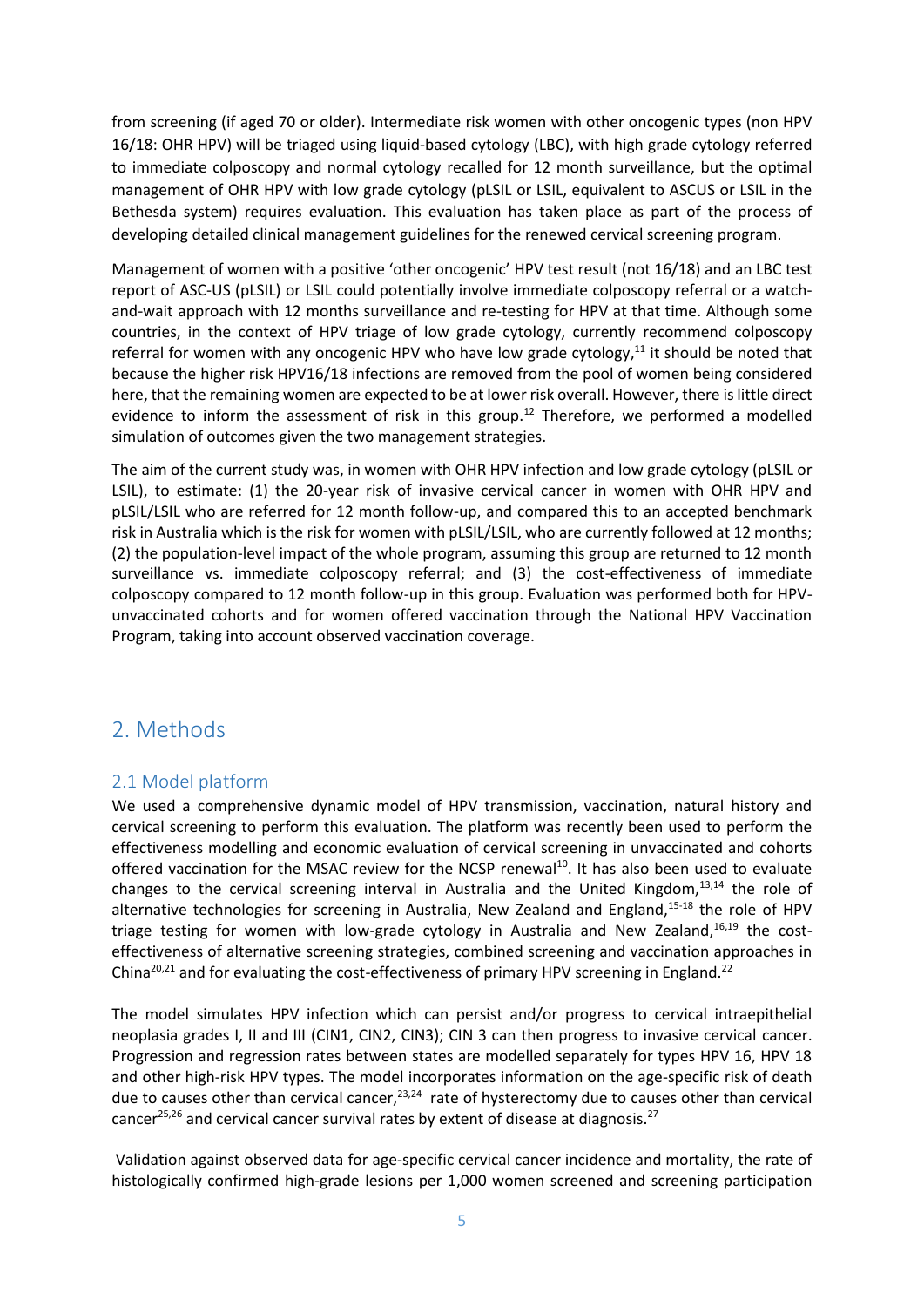from screening (if aged 70 or older). Intermediate risk women with other oncogenic types (non HPV 16/18: OHR HPV) will be triaged using liquid-based cytology (LBC), with high grade cytology referred to immediate colposcopy and normal cytology recalled for 12 month surveillance, but the optimal management of OHR HPV with low grade cytology (pLSIL or LSIL, equivalent to ASCUS or LSIL in the Bethesda system) requires evaluation. This evaluation has taken place as part of the process of developing detailed clinical management guidelines for the renewed cervical screening program.

Management of women with a positive 'other oncogenic' HPV test result (not 16/18) and an LBC test report of ASC-US (pLSIL) or LSIL could potentially involve immediate colposcopy referral or a watch-and-wait approach with 12 months surveillance and re-testing for HPV at that time. Although some countries, in the context of HPV triage of low grade cytology, currently recommend colposcopy referral for women with any oncogenic HPV who have low grade cytology,[11] it should be noted that because the higher risk HPV16/18 infections are removed from the pool of women being considered here, that the remaining women are expected to be at lower risk overall. However, there is little direct evidence to inform the assessment of risk in this group.[12] Therefore, we performed a modelled simulation of outcomes given the two management strategies.

The aim of the current study was, in women with OHR HPV infection and low grade cytology (pLSIL or LSIL), to estimate: (1) the 20-year risk of invasive cervical cancer in women with OHR HPV and pLSIL/LSIL who are referred for 12 month follow-up, and compared this to an accepted benchmark risk in Australia which is the risk for women with pLSIL/LSIL, who are currently followed at 12 months; (2) the population-level impact of the whole program, assuming this group are returned to 12 month surveillance vs. immediate colposcopy referral; and (3) the cost-effectiveness of immediate colposcopy compared to 12 month follow-up in this group. Evaluation was performed both for HPV-unvaccinated cohorts and for women offered vaccination through the National HPV Vaccination Program, taking into account observed vaccination coverage.

# 2. Methods

## 2.1 Model platform

We used a comprehensive dynamic model of HPV transmission, vaccination, natural history and cervical screening to perform this evaluation. The platform was recently been used to perform the effectiveness modelling and economic evaluation of cervical screening in unvaccinated and cohorts offered vaccination for the MSAC review for the NCSP renewal[10]. It has also been used to evaluate changes to the cervical screening interval in Australia and the United Kingdom,[13,14] the role of alternative technologies for screening in Australia, New Zealand and England,[15-18] the role of HPV triage testing for women with low-grade cytology in Australia and New Zealand,[16,19] the cost-effectiveness of alternative screening strategies, combined screening and vaccination approaches in China[20,21] and for evaluating the cost-effectiveness of primary HPV screening in England.[22]

The model simulates HPV infection which can persist and/or progress to cervical intraepithelial neoplasia grades I, II and III (CIN1, CIN2, CIN3); CIN 3 can then progress to invasive cervical cancer. Progression and regression rates between states are modelled separately for types HPV 16, HPV 18 and other high-risk HPV types. The model incorporates information on the age-specific risk of death due to causes other than cervical cancer,[23,24] rate of hysterectomy due to causes other than cervical cancer[25,26] and cervical cancer survival rates by extent of disease at diagnosis.[27]

Validation against observed data for age-specific cervical cancer incidence and mortality, the rate of histologically confirmed high-grade lesions per 1,000 women screened and screening participation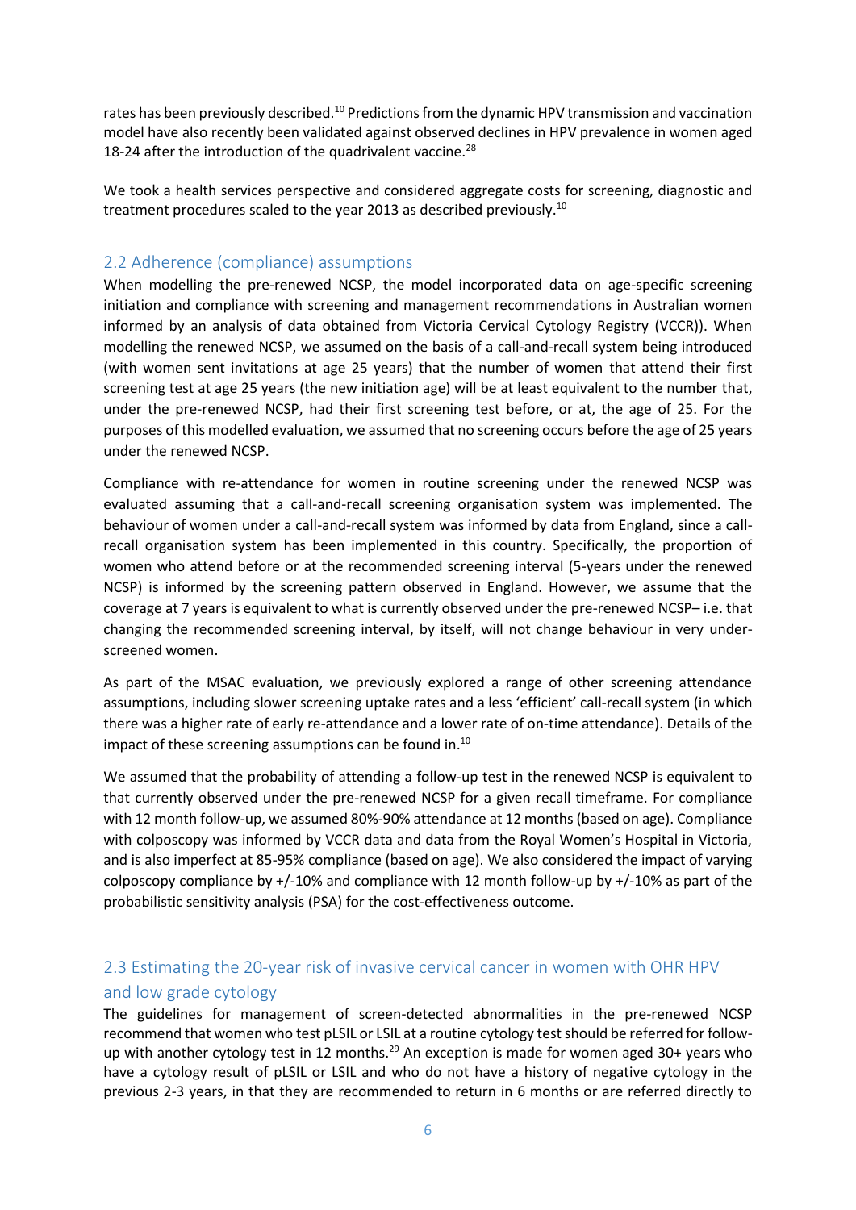rates has been previously described.[10] Predictions from the dynamic HPV transmission and vaccination model have also recently been validated against observed declines in HPV prevalence in women aged 18-24 after the introduction of the quadrivalent vaccine.[28]

We took a health services perspective and considered aggregate costs for screening, diagnostic and treatment procedures scaled to the year 2013 as described previously.[10]

## 2.2 Adherence (compliance) assumptions

When modelling the pre-renewed NCSP, the model incorporated data on age-specific screening initiation and compliance with screening and management recommendations in Australian women informed by an analysis of data obtained from Victoria Cervical Cytology Registry (VCCR)). When modelling the renewed NCSP, we assumed on the basis of a call-and-recall system being introduced (with women sent invitations at age 25 years) that the number of women that attend their first screening test at age 25 years (the new initiation age) will be at least equivalent to the number that, under the pre-renewed NCSP, had their first screening test before, or at, the age of 25. For the purposes of this modelled evaluation, we assumed that no screening occurs before the age of 25 years under the renewed NCSP.

Compliance with re-attendance for women in routine screening under the renewed NCSP was evaluated assuming that a call-and-recall screening organisation system was implemented. The behaviour of women under a call-and-recall system was informed by data from England, since a call-recall organisation system has been implemented in this country. Specifically, the proportion of women who attend before or at the recommended screening interval (5-years under the renewed NCSP) is informed by the screening pattern observed in England. However, we assume that the coverage at 7 years is equivalent to what is currently observed under the pre-renewed NCSP– i.e. that changing the recommended screening interval, by itself, will not change behaviour in very under-screened women.

As part of the MSAC evaluation, we previously explored a range of other screening attendance assumptions, including slower screening uptake rates and a less 'efficient' call-recall system (in which there was a higher rate of early re-attendance and a lower rate of on-time attendance). Details of the impact of these screening assumptions can be found in.[10]

We assumed that the probability of attending a follow-up test in the renewed NCSP is equivalent to that currently observed under the pre-renewed NCSP for a given recall timeframe. For compliance with 12 month follow-up, we assumed 80%-90% attendance at 12 months (based on age). Compliance with colposcopy was informed by VCCR data and data from the Royal Women's Hospital in Victoria, and is also imperfect at 85-95% compliance (based on age). We also considered the impact of varying colposcopy compliance by +/-10% and compliance with 12 month follow-up by +/-10% as part of the probabilistic sensitivity analysis (PSA) for the cost-effectiveness outcome.

## 2.3 Estimating the 20-year risk of invasive cervical cancer in women with OHR HPV and low grade cytology

The guidelines for management of screen-detected abnormalities in the pre-renewed NCSP recommend that women who test pLSIL or LSIL at a routine cytology test should be referred for follow-up with another cytology test in 12 months.[29] An exception is made for women aged 30+ years who have a cytology result of pLSIL or LSIL and who do not have a history of negative cytology in the previous 2-3 years, in that they are recommended to return in 6 months or are referred directly to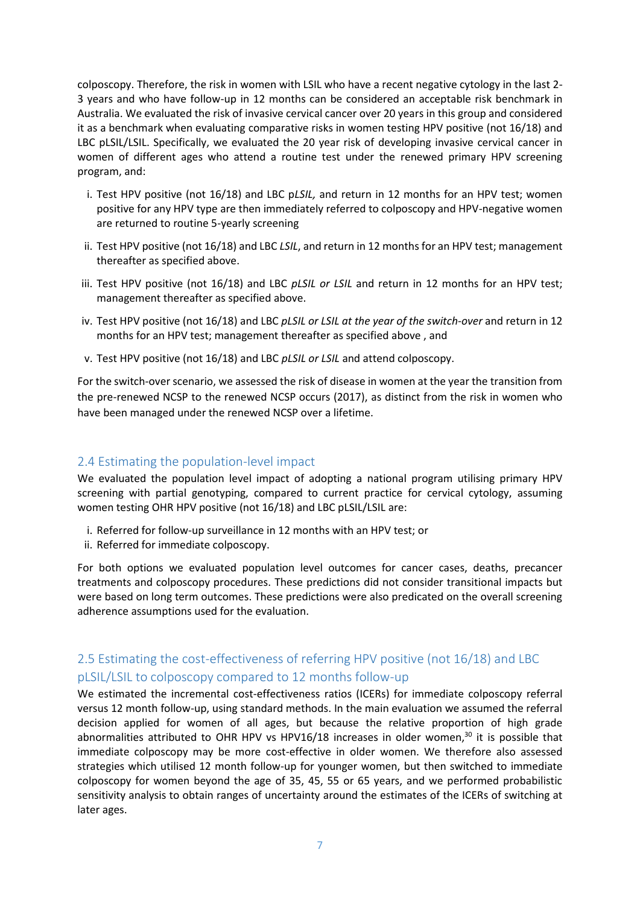colposcopy. Therefore, the risk in women with LSIL who have a recent negative cytology in the last 2-3 years and who have follow-up in 12 months can be considered an acceptable risk benchmark in Australia. We evaluated the risk of invasive cervical cancer over 20 years in this group and considered it as a benchmark when evaluating comparative risks in women testing HPV positive (not 16/18) and LBC pLSIL/LSIL. Specifically, we evaluated the 20 year risk of developing invasive cervical cancer in women of different ages who attend a routine test under the renewed primary HPV screening program, and:

i. Test HPV positive (not 16/18) and LBC p*LSIL,* and return in 12 months for an HPV test; women positive for any HPV type are then immediately referred to colposcopy and HPV-negative women are returned to routine 5-yearly screening
ii. Test HPV positive (not 16/18) and LBC *LSIL*, and return in 12 months for an HPV test; management thereafter as specified above.
iii. Test HPV positive (not 16/18) and LBC *pLSIL or LSIL* and return in 12 months for an HPV test; management thereafter as specified above.
iv. Test HPV positive (not 16/18) and LBC *pLSIL or LSIL at the year of the switch-over* and return in 12 months for an HPV test; management thereafter as specified above , and
v. Test HPV positive (not 16/18) and LBC *pLSIL or LSIL* and attend colposcopy.

For the switch-over scenario, we assessed the risk of disease in women at the year the transition from the pre-renewed NCSP to the renewed NCSP occurs (2017), as distinct from the risk in women who have been managed under the renewed NCSP over a lifetime.

## 2.4 Estimating the population-level impact

We evaluated the population level impact of adopting a national program utilising primary HPV screening with partial genotyping, compared to current practice for cervical cytology, assuming women testing OHR HPV positive (not 16/18) and LBC pLSIL/LSIL are:

i. Referred for follow-up surveillance in 12 months with an HPV test; or
ii. Referred for immediate colposcopy.

For both options we evaluated population level outcomes for cancer cases, deaths, precancer treatments and colposcopy procedures. These predictions did not consider transitional impacts but were based on long term outcomes. These predictions were also predicated on the overall screening adherence assumptions used for the evaluation.

## 2.5 Estimating the cost-effectiveness of referring HPV positive (not 16/18) and LBC pLSIL/LSIL to colposcopy compared to 12 months follow-up

We estimated the incremental cost-effectiveness ratios (ICERs) for immediate colposcopy referral versus 12 month follow-up, using standard methods. In the main evaluation we assumed the referral decision applied for women of all ages, but because the relative proportion of high grade abnormalities attributed to OHR HPV vs HPV16/18 increases in older women,[30] it is possible that immediate colposcopy may be more cost-effective in older women. We therefore also assessed strategies which utilised 12 month follow-up for younger women, but then switched to immediate colposcopy for women beyond the age of 35, 45, 55 or 65 years, and we performed probabilistic sensitivity analysis to obtain ranges of uncertainty around the estimates of the ICERs of switching at later ages.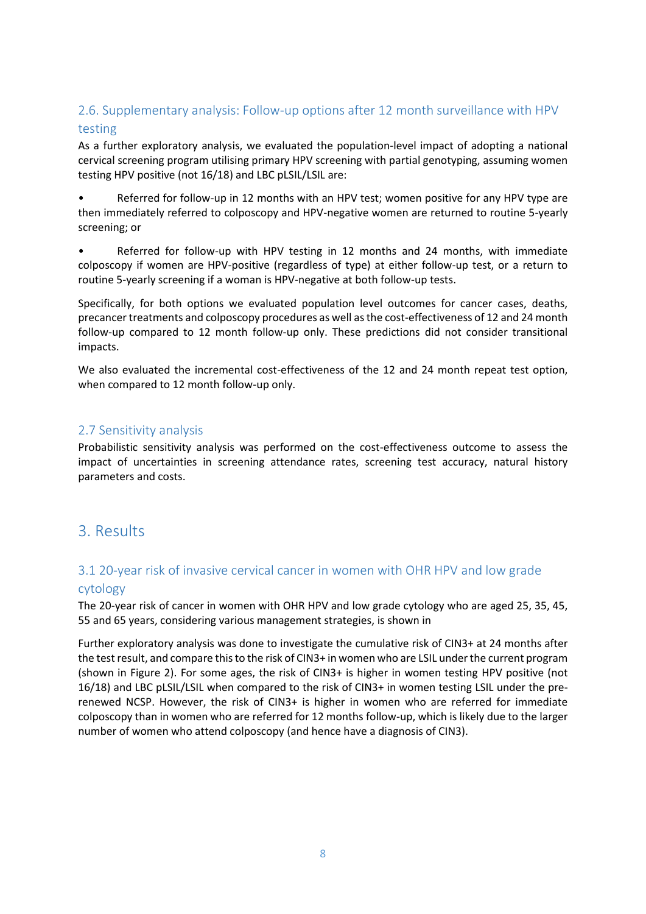## 2.6. Supplementary analysis: Follow-up options after 12 month surveillance with HPV testing

As a further exploratory analysis, we evaluated the population-level impact of adopting a national cervical screening program utilising primary HPV screening with partial genotyping, assuming women testing HPV positive (not 16/18) and LBC pLSIL/LSIL are:

- Referred for follow-up in 12 months with an HPV test; women positive for any HPV type are then immediately referred to colposcopy and HPV-negative women are returned to routine 5-yearly screening; or
- Referred for follow-up with HPV testing in 12 months and 24 months, with immediate colposcopy if women are HPV-positive (regardless of type) at either follow-up test, or a return to routine 5-yearly screening if a woman is HPV-negative at both follow-up tests.

Specifically, for both options we evaluated population level outcomes for cancer cases, deaths, precancer treatments and colposcopy procedures as well as the cost-effectiveness of 12 and 24 month follow-up compared to 12 month follow-up only. These predictions did not consider transitional impacts.

We also evaluated the incremental cost-effectiveness of the 12 and 24 month repeat test option, when compared to 12 month follow-up only.

## 2.7 Sensitivity analysis

Probabilistic sensitivity analysis was performed on the cost-effectiveness outcome to assess the impact of uncertainties in screening attendance rates, screening test accuracy, natural history parameters and costs.

# 3. Results

## 3.1 20-year risk of invasive cervical cancer in women with OHR HPV and low grade cytology

The 20-year risk of cancer in women with OHR HPV and low grade cytology who are aged 25, 35, 45, 55 and 65 years, considering various management strategies, is shown in

Further exploratory analysis was done to investigate the cumulative risk of CIN3+ at 24 months after the test result, and compare this to the risk of CIN3+ in women who are LSIL under the current program (shown in Figure 2). For some ages, the risk of CIN3+ is higher in women testing HPV positive (not 16/18) and LBC pLSIL/LSIL when compared to the risk of CIN3+ in women testing LSIL under the pre-renewed NCSP. However, the risk of CIN3+ is higher in women who are referred for immediate colposcopy than in women who are referred for 12 months follow-up, which is likely due to the larger number of women who attend colposcopy (and hence have a diagnosis of CIN3).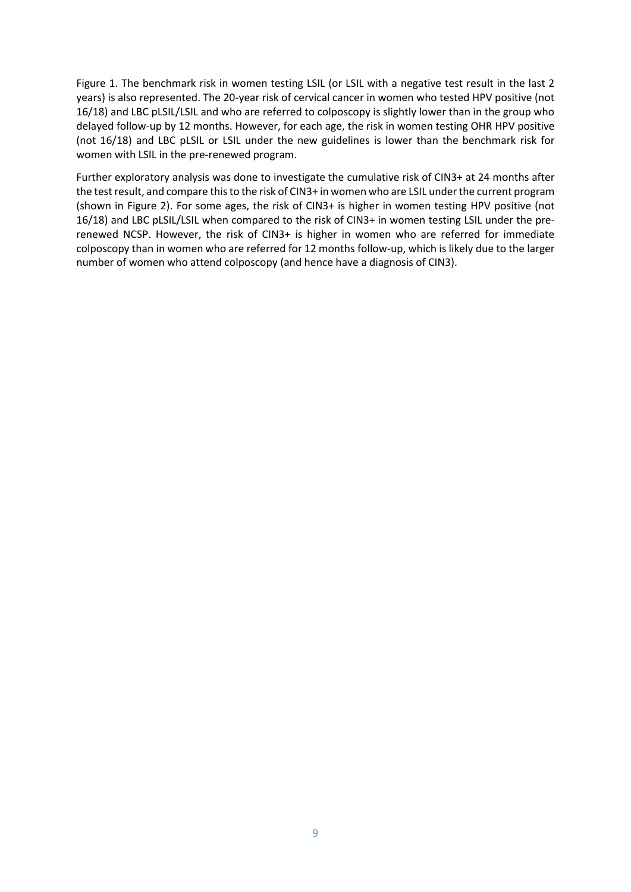Figure 1. The benchmark risk in women testing LSIL (or LSIL with a negative test result in the last 2 years) is also represented. The 20-year risk of cervical cancer in women who tested HPV positive (not 16/18) and LBC pLSIL/LSIL and who are referred to colposcopy is slightly lower than in the group who delayed follow-up by 12 months. However, for each age, the risk in women testing OHR HPV positive (not 16/18) and LBC pLSIL or LSIL under the new guidelines is lower than the benchmark risk for women with LSIL in the pre-renewed program.

Further exploratory analysis was done to investigate the cumulative risk of CIN3+ at 24 months after the test result, and compare this to the risk of CIN3+ in women who are LSIL under the current program (shown in Figure 2). For some ages, the risk of CIN3+ is higher in women testing HPV positive (not 16/18) and LBC pLSIL/LSIL when compared to the risk of CIN3+ in women testing LSIL under the pre-renewed NCSP. However, the risk of CIN3+ is higher in women who are referred for immediate colposcopy than in women who are referred for 12 months follow-up, which is likely due to the larger number of women who attend colposcopy (and hence have a diagnosis of CIN3).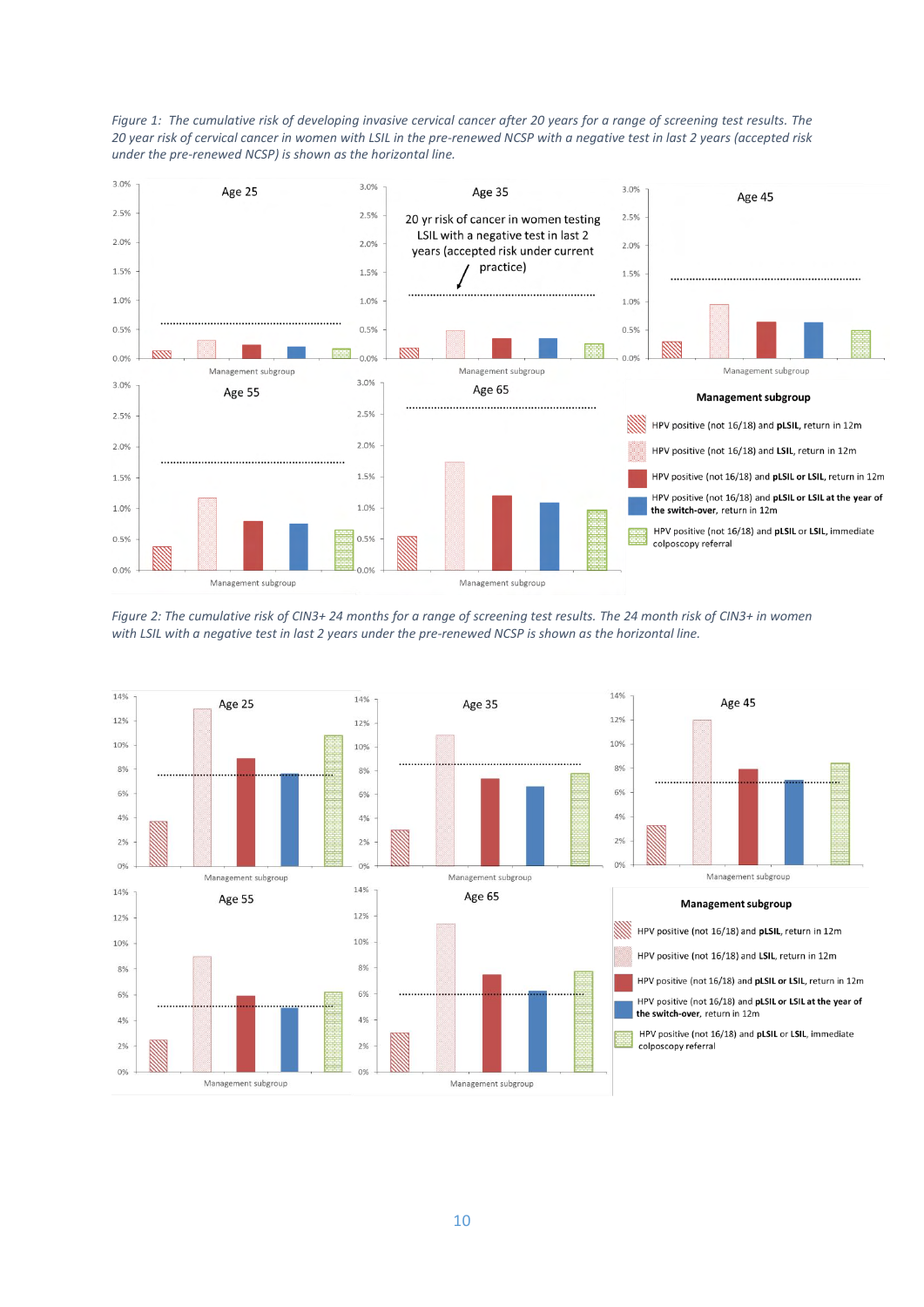*Figure 1: The cumulative risk of developing invasive cervical cancer after 20 years for a range of screening test results. The 20 year risk of cervical cancer in women with LSIL in the pre-renewed NCSP with a negative test in last 2 years (accepted risk under the pre-renewed NCSP) is shown as the horizontal line.*

*Figure 2: The cumulative risk of CIN3+ 24 months for a range of screening test results. The 24 month risk of CIN3+ in women with LSIL with a negative test in last 2 years under the pre-renewed NCSP is shown as the horizontal line.*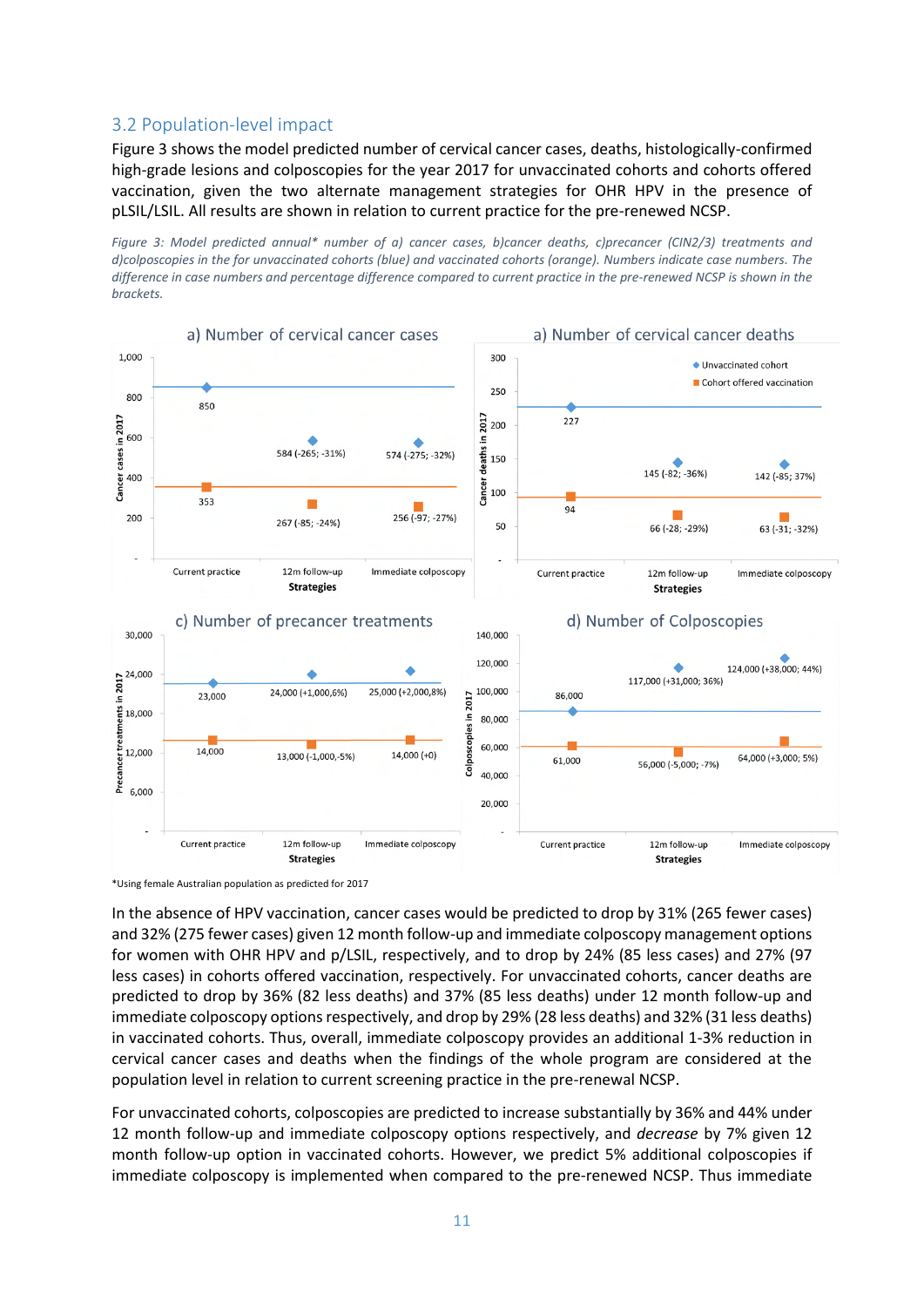## 3.2 Population-level impact

Figure 3 shows the model predicted number of cervical cancer cases, deaths, histologically-confirmed high-grade lesions and colposcopies for the year 2017 for unvaccinated cohorts and cohorts offered vaccination, given the two alternate management strategies for OHR HPV in the presence of pLSIL/LSIL. All results are shown in relation to current practice for the pre-renewed NCSP.

*Figure 3: Model predicted annual* number of a) cancer cases, b)cancer deaths, c)precancer (CIN2/3) treatments and d)colposcopies in the for unvaccinated cohorts (blue) and vaccinated cohorts (orange). Numbers indicate case numbers. The difference in case numbers and percentage difference compared to current practice in the pre-renewed NCSP is shown in the brackets.*

\*Using female Australian population as predicted for 2017

In the absence of HPV vaccination, cancer cases would be predicted to drop by 31% (265 fewer cases) and 32% (275 fewer cases) given 12 month follow-up and immediate colposcopy management options for women with OHR HPV and p/LSIL, respectively, and to drop by 24% (85 less cases) and 27% (97 less cases) in cohorts offered vaccination, respectively. For unvaccinated cohorts, cancer deaths are predicted to drop by 36% (82 less deaths) and 37% (85 less deaths) under 12 month follow-up and immediate colposcopy options respectively, and drop by 29% (28 less deaths) and 32% (31 less deaths) in vaccinated cohorts. Thus, overall, immediate colposcopy provides an additional 1-3% reduction in cervical cancer cases and deaths when the findings of the whole program are considered at the population level in relation to current screening practice in the pre-renewal NCSP.

For unvaccinated cohorts, colposcopies are predicted to increase substantially by 36% and 44% under 12 month follow-up and immediate colposcopy options respectively, and *decrease* by 7% given 12 month follow-up option in vaccinated cohorts. However, we predict 5% additional colposcopies if immediate colposcopy is implemented when compared to the pre-renewed NCSP. Thus immediate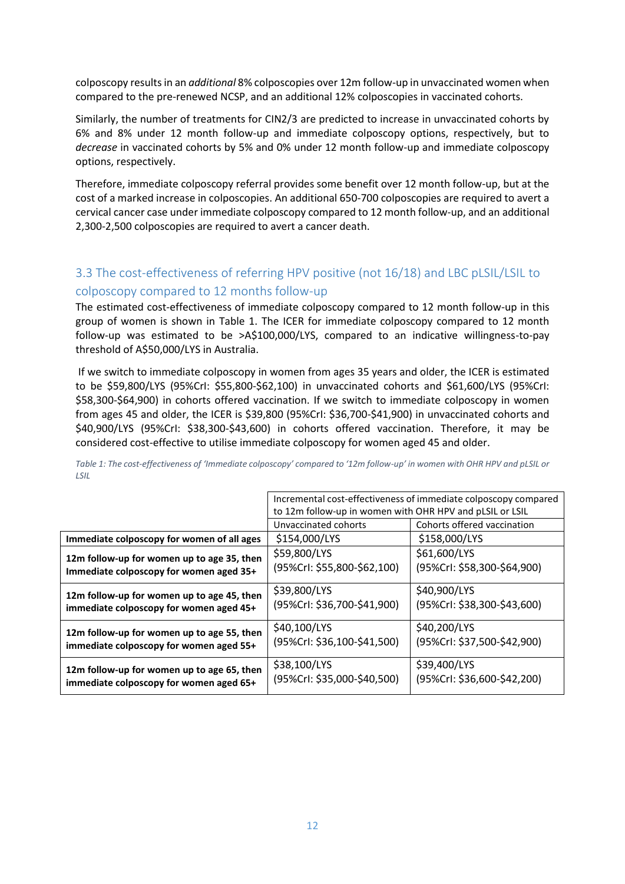colposcopy results in an *additional* 8% colposcopies over 12m follow-up in unvaccinated women when compared to the pre-renewed NCSP, and an additional 12% colposcopies in vaccinated cohorts.

Similarly, the number of treatments for CIN2/3 are predicted to increase in unvaccinated cohorts by 6% and 8% under 12 month follow-up and immediate colposcopy options, respectively, but to *decrease* in vaccinated cohorts by 5% and 0% under 12 month follow-up and immediate colposcopy options, respectively.

Therefore, immediate colposcopy referral provides some benefit over 12 month follow-up, but at the cost of a marked increase in colposcopies. An additional 650-700 colposcopies are required to avert a cervical cancer case under immediate colposcopy compared to 12 month follow-up, and an additional 2,300-2,500 colposcopies are required to avert a cancer death.

## 3.3 The cost-effectiveness of referring HPV positive (not 16/18) and LBC pLSIL/LSIL to colposcopy compared to 12 months follow-up

The estimated cost-effectiveness of immediate colposcopy compared to 12 month follow-up in this group of women is shown in Table 1. The ICER for immediate colposcopy compared to 12 month follow-up was estimated to be >A$100,000/LYS, compared to an indicative willingness-to-pay threshold of A$50,000/LYS in Australia.

If we switch to immediate colposcopy in women from ages 35 years and older, the ICER is estimated to be $59,800/LYS (95%CrI: $55,800-$62,100) in unvaccinated cohorts and $61,600/LYS (95%CrI: $58,300-$64,900) in cohorts offered vaccination. If we switch to immediate colposcopy in women from ages 45 and older, the ICER is $39,800 (95%CrI: $36,700-$41,900) in unvaccinated cohorts and $40,900/LYS (95%CrI: $38,300-$43,600) in cohorts offered vaccination. Therefore, it may be considered cost-effective to utilise immediate colposcopy for women aged 45 and older.

*Table 1: The cost-effectiveness of 'Immediate colposcopy' compared to '12m follow-up' in women with OHR HPV and pLSIL or LSIL*

| | Incremental cost-effectiveness of immediate colposcopy compared to 12m follow-up in women with OHR HPV and pLSIL or LSIL | |
|---|---|---|
| | Unvaccinated cohorts | Cohorts offered vaccination |
| **Immediate colposcopy for women of all ages** | $154,000/LYS | $158,000/LYS |
| **12m follow-up for women up to age 35, then Immediate colposcopy for women aged 35+** | $59,800/LYS (95%CrI: $55,800-$62,100) | $61,600/LYS (95%CrI: $58,300-$64,900) |
| **12m follow-up for women up to age 45, then immediate colposcopy for women aged 45+** | $39,800/LYS (95%CrI: $36,700-$41,900) | $40,900/LYS (95%CrI: $38,300-$43,600) |
| **12m follow-up for women up to age 55, then immediate colposcopy for women aged 55+** | $40,100/LYS (95%CrI: $36,100-$41,500) | $40,200/LYS (95%CrI: $37,500-$42,900) |
| **12m follow-up for women up to age 65, then immediate colposcopy for women aged 65+** | $38,100/LYS (95%CrI: $35,000-$40,500) | $39,400/LYS (95%CrI: $36,600-$42,200) |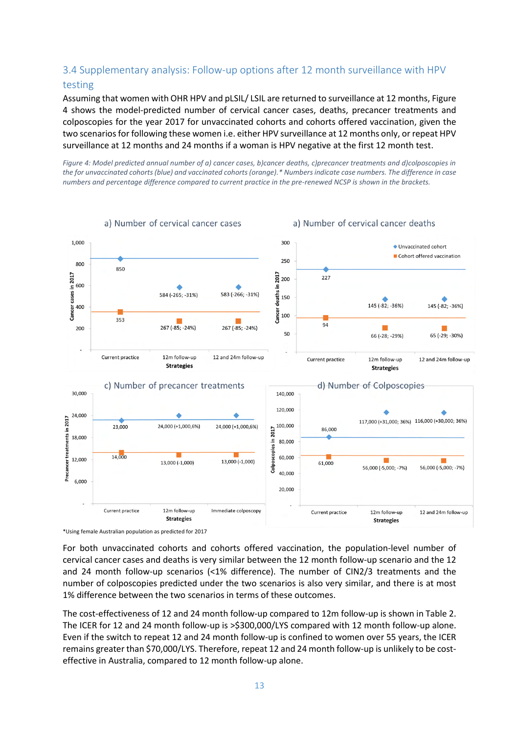## 3.4 Supplementary analysis: Follow-up options after 12 month surveillance with HPV testing

Assuming that women with OHR HPV and pLSIL/ LSIL are returned to surveillance at 12 months, Figure 4 shows the model-predicted number of cervical cancer cases, deaths, precancer treatments and colposcopies for the year 2017 for unvaccinated cohorts and cohorts offered vaccination, given the two scenarios for following these women i.e. either HPV surveillance at 12 months only, or repeat HPV surveillance at 12 months and 24 months if a woman is HPV negative at the first 12 month test.

*Figure 4: Model predicted annual number of a) cancer cases, b)cancer deaths, c)precancer treatments and d)colposcopies in the for unvaccinated cohorts (blue) and vaccinated cohorts (orange).\* Numbers indicate case numbers. The difference in case numbers and percentage difference compared to current practice in the pre-renewed NCSP is shown in the brackets.*

**a) Number of cervical cancer cases**

| Strategies | Unvaccinated cohort | Cohort offered vaccination |
|---|---|---|
| Current practice | 850 | 353 |
| 12m follow-up | 584 (-265; -31%) | 267 (-85; -24%) |
| 12 and 24m follow-up | 583 (-266; -31%) | 267 (-85; -24%) |

**a) Number of cervical cancer deaths**

| Strategies | Unvaccinated cohort | Cohort offered vaccination |
|---|---|---|
| Current practice | 227 | 94 |
| 12m follow-up | 145 (-82; -36%) | 66 (-28; -29%) |
| 12 and 24m follow-up | 145 (-82; -36%) | 65 (-29; -30%) |

**c) Number of precancer treatments**

| Strategies | Unvaccinated cohort | Cohort offered vaccination |
|---|---|---|
| Current practice | 23,000 | 14,000 |
| 12m follow-up | 24,000 (+1,000,6%) | 13,000 (-1,000) |
| Immediate colposcopy | 24,000 (+1,000,6%) | 13,000 (-1,000) |

**d) Number of Colposcopies**

| Strategies | Unvaccinated cohort | Cohort offered vaccination |
|---|---|---|
| Current practice | 86,000 | 61,000 |
| 12m follow-up | 117,000 (+31,000; 36%) | 56,000 (-5,000; -7%) |
| 12 and 24m follow-up | 116,000 (+30,000; 36%) | 56,000 (-5,000; -7%) |

\*Using female Australian population as predicted for 2017

For both unvaccinated cohorts and cohorts offered vaccination, the population-level number of cervical cancer cases and deaths is very similar between the 12 month follow-up scenario and the 12 and 24 month follow-up scenarios (<1% difference). The number of CIN2/3 treatments and the number of colposcopies predicted under the two scenarios is also very similar, and there is at most 1% difference between the two scenarios in terms of these outcomes.

The cost-effectiveness of 12 and 24 month follow-up compared to 12m follow-up is shown in Table 2. The ICER for 12 and 24 month follow-up is >$300,000/LYS compared with 12 month follow-up alone. Even if the switch to repeat 12 and 24 month follow-up is confined to women over 55 years, the ICER remains greater than $70,000/LYS. Therefore, repeat 12 and 24 month follow-up is unlikely to be cost-effective in Australia, compared to 12 month follow-up alone.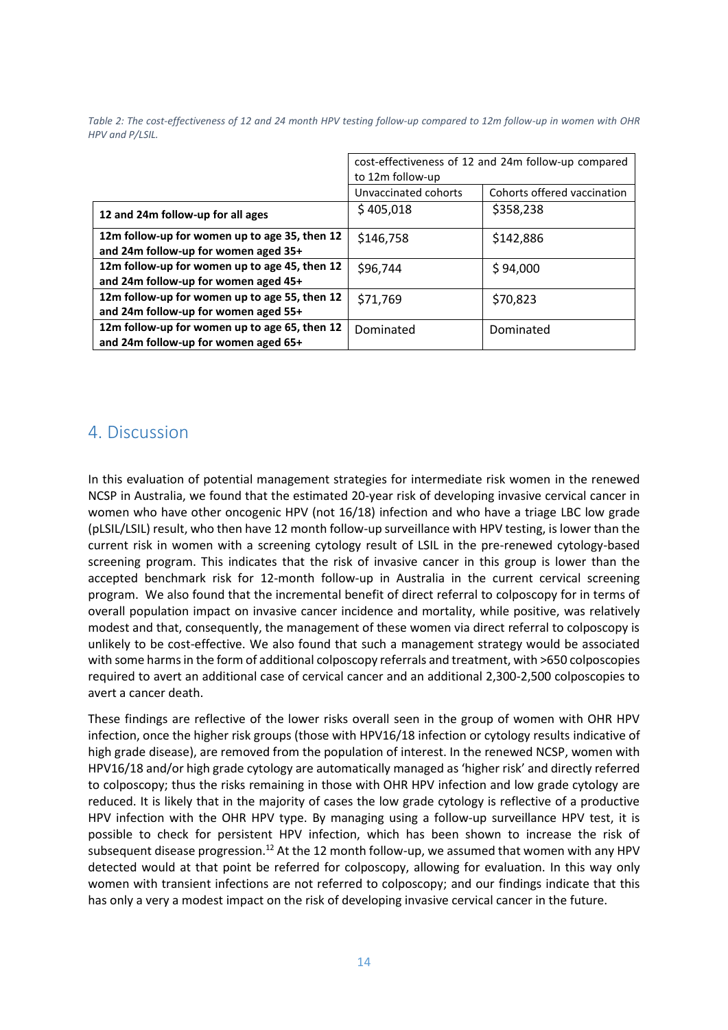*Table 2: The cost-effectiveness of 12 and 24 month HPV testing follow-up compared to 12m follow-up in women with OHR HPV and P/LSIL.*

| | cost-effectiveness of 12 and 24m follow-up compared to 12m follow-up | |
|---|---|---|
| | Unvaccinated cohorts | Cohorts offered vaccination |
| **12 and 24m follow-up for all ages** | $ 405,018 | $358,238 |
| **12m follow-up for women up to age 35, then 12 and 24m follow-up for women aged 35+** | $146,758 | $142,886 |
| **12m follow-up for women up to age 45, then 12 and 24m follow-up for women aged 45+** | $96,744 | $ 94,000 |
| **12m follow-up for women up to age 55, then 12 and 24m follow-up for women aged 55+** | $71,769 | $70,823 |
| **12m follow-up for women up to age 65, then 12 and 24m follow-up for women aged 65+** | Dominated | Dominated |

## 4. Discussion

In this evaluation of potential management strategies for intermediate risk women in the renewed NCSP in Australia, we found that the estimated 20-year risk of developing invasive cervical cancer in women who have other oncogenic HPV (not 16/18) infection and who have a triage LBC low grade (pLSIL/LSIL) result, who then have 12 month follow-up surveillance with HPV testing, is lower than the current risk in women with a screening cytology result of LSIL in the pre-renewed cytology-based screening program. This indicates that the risk of invasive cancer in this group is lower than the accepted benchmark risk for 12-month follow-up in Australia in the current cervical screening program. We also found that the incremental benefit of direct referral to colposcopy for in terms of overall population impact on invasive cancer incidence and mortality, while positive, was relatively modest and that, consequently, the management of these women via direct referral to colposcopy is unlikely to be cost-effective. We also found that such a management strategy would be associated with some harms in the form of additional colposcopy referrals and treatment, with >650 colposcopies required to avert an additional case of cervical cancer and an additional 2,300-2,500 colposcopies to avert a cancer death.

These findings are reflective of the lower risks overall seen in the group of women with OHR HPV infection, once the higher risk groups (those with HPV16/18 infection or cytology results indicative of high grade disease), are removed from the population of interest. In the renewed NCSP, women with HPV16/18 and/or high grade cytology are automatically managed as 'higher risk' and directly referred to colposcopy; thus the risks remaining in those with OHR HPV infection and low grade cytology are reduced. It is likely that in the majority of cases the low grade cytology is reflective of a productive HPV infection with the OHR HPV type. By managing using a follow-up surveillance HPV test, it is possible to check for persistent HPV infection, which has been shown to increase the risk of subsequent disease progression.[12] At the 12 month follow-up, we assumed that women with any HPV detected would at that point be referred for colposcopy, allowing for evaluation. In this way only women with transient infections are not referred to colposcopy; and our findings indicate that this has only a very a modest impact on the risk of developing invasive cervical cancer in the future.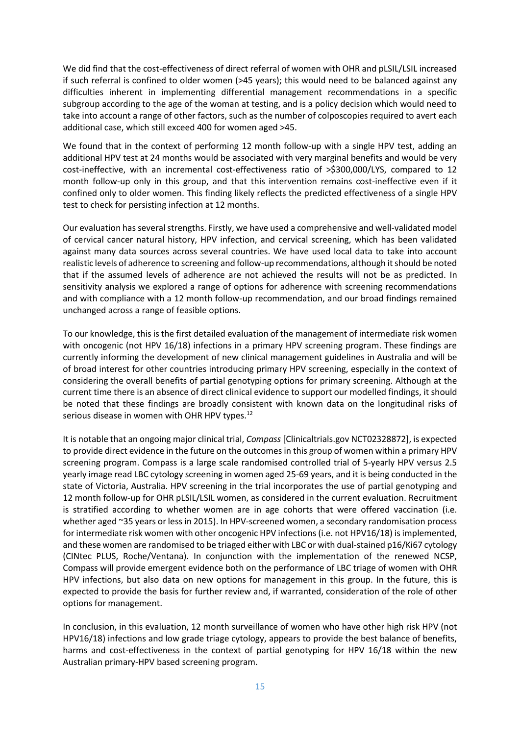We did find that the cost-effectiveness of direct referral of women with OHR and pLSIL/LSIL increased if such referral is confined to older women (>45 years); this would need to be balanced against any difficulties inherent in implementing differential management recommendations in a specific subgroup according to the age of the woman at testing, and is a policy decision which would need to take into account a range of other factors, such as the number of colposcopies required to avert each additional case, which still exceed 400 for women aged >45.

We found that in the context of performing 12 month follow-up with a single HPV test, adding an additional HPV test at 24 months would be associated with very marginal benefits and would be very cost-ineffective, with an incremental cost-effectiveness ratio of >$300,000/LYS, compared to 12 month follow-up only in this group, and that this intervention remains cost-ineffective even if it confined only to older women. This finding likely reflects the predicted effectiveness of a single HPV test to check for persisting infection at 12 months.

Our evaluation has several strengths. Firstly, we have used a comprehensive and well-validated model of cervical cancer natural history, HPV infection, and cervical screening, which has been validated against many data sources across several countries. We have used local data to take into account realistic levels of adherence to screening and follow-up recommendations, although it should be noted that if the assumed levels of adherence are not achieved the results will not be as predicted. In sensitivity analysis we explored a range of options for adherence with screening recommendations and with compliance with a 12 month follow-up recommendation, and our broad findings remained unchanged across a range of feasible options.

To our knowledge, this is the first detailed evaluation of the management of intermediate risk women with oncogenic (not HPV 16/18) infections in a primary HPV screening program. These findings are currently informing the development of new clinical management guidelines in Australia and will be of broad interest for other countries introducing primary HPV screening, especially in the context of considering the overall benefits of partial genotyping options for primary screening. Although at the current time there is an absence of direct clinical evidence to support our modelled findings, it should be noted that these findings are broadly consistent with known data on the longitudinal risks of serious disease in women with OHR HPV types.[12]

It is notable that an ongoing major clinical trial, *Compass* [Clinicaltrials.gov NCT02328872], is expected to provide direct evidence in the future on the outcomes in this group of women within a primary HPV screening program. Compass is a large scale randomised controlled trial of 5-yearly HPV versus 2.5 yearly image read LBC cytology screening in women aged 25-69 years, and it is being conducted in the state of Victoria, Australia. HPV screening in the trial incorporates the use of partial genotyping and 12 month follow-up for OHR pLSIL/LSIL women, as considered in the current evaluation. Recruitment is stratified according to whether women are in age cohorts that were offered vaccination (i.e. whether aged ~35 years or less in 2015). In HPV-screened women, a secondary randomisation process for intermediate risk women with other oncogenic HPV infections (i.e. not HPV16/18) is implemented, and these women are randomised to be triaged either with LBC or with dual-stained p16/Ki67 cytology (CINtec PLUS, Roche/Ventana). In conjunction with the implementation of the renewed NCSP, Compass will provide emergent evidence both on the performance of LBC triage of women with OHR HPV infections, but also data on new options for management in this group. In the future, this is expected to provide the basis for further review and, if warranted, consideration of the role of other options for management.

In conclusion, in this evaluation, 12 month surveillance of women who have other high risk HPV (not HPV16/18) infections and low grade triage cytology, appears to provide the best balance of benefits, harms and cost-effectiveness in the context of partial genotyping for HPV 16/18 within the new Australian primary-HPV based screening program.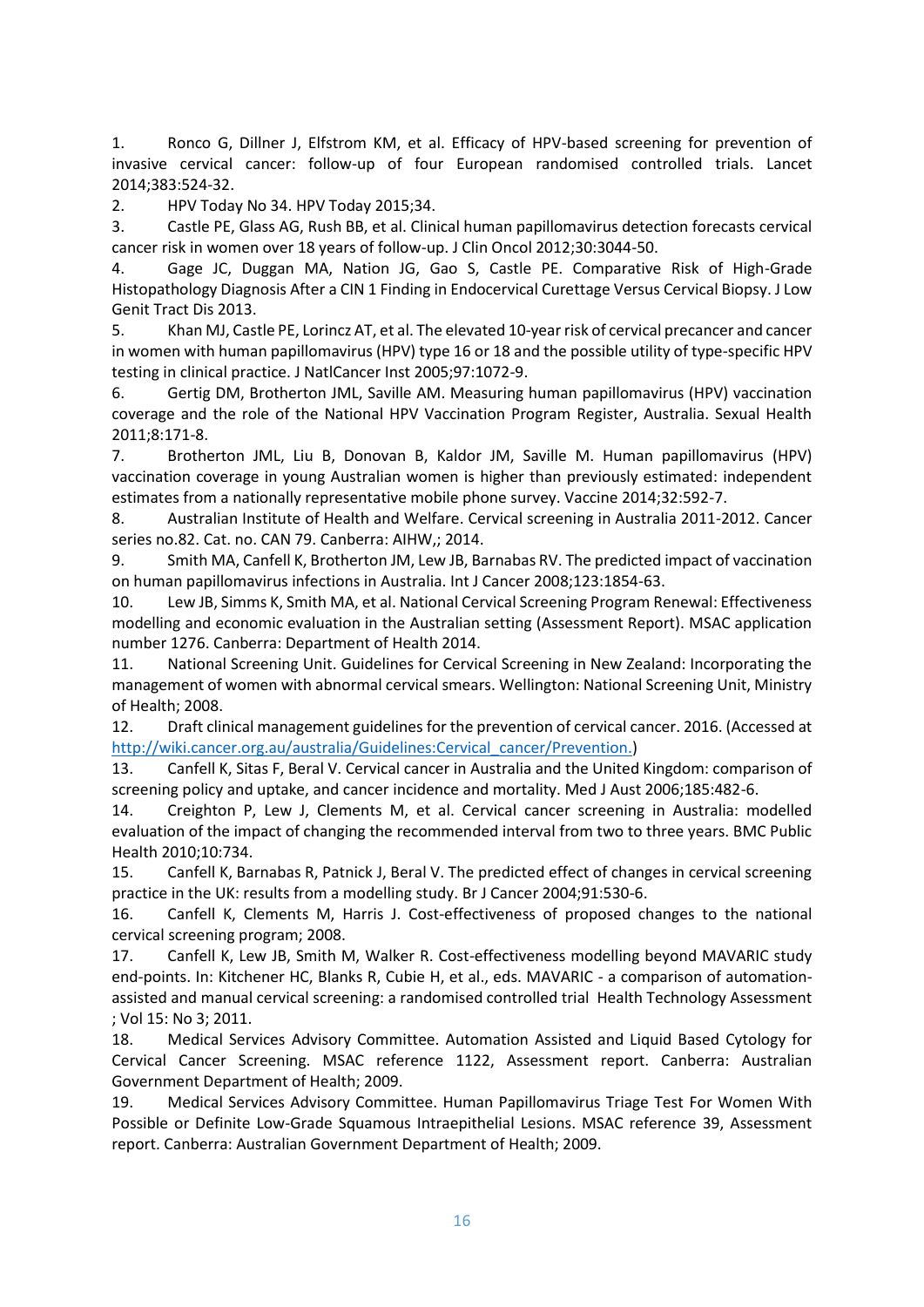1. Ronco G, Dillner J, Elfstrom KM, et al. Efficacy of HPV-based screening for prevention of invasive cervical cancer: follow-up of four European randomised controlled trials. Lancet 2014;383:524-32.
2. HPV Today No 34. HPV Today 2015;34.
3. Castle PE, Glass AG, Rush BB, et al. Clinical human papillomavirus detection forecasts cervical cancer risk in women over 18 years of follow-up. J Clin Oncol 2012;30:3044-50.
4. Gage JC, Duggan MA, Nation JG, Gao S, Castle PE. Comparative Risk of High-Grade Histopathology Diagnosis After a CIN 1 Finding in Endocervical Curettage Versus Cervical Biopsy. J Low Genit Tract Dis 2013.
5. Khan MJ, Castle PE, Lorincz AT, et al. The elevated 10-year risk of cervical precancer and cancer in women with human papillomavirus (HPV) type 16 or 18 and the possible utility of type-specific HPV testing in clinical practice. J NatlCancer Inst 2005;97:1072-9.
6. Gertig DM, Brotherton JML, Saville AM. Measuring human papillomavirus (HPV) vaccination coverage and the role of the National HPV Vaccination Program Register, Australia. Sexual Health 2011;8:171-8.
7. Brotherton JML, Liu B, Donovan B, Kaldor JM, Saville M. Human papillomavirus (HPV) vaccination coverage in young Australian women is higher than previously estimated: independent estimates from a nationally representative mobile phone survey. Vaccine 2014;32:592-7.
8. Australian Institute of Health and Welfare. Cervical screening in Australia 2011-2012. Cancer series no.82. Cat. no. CAN 79. Canberra: AIHW,; 2014.
9. Smith MA, Canfell K, Brotherton JM, Lew JB, Barnabas RV. The predicted impact of vaccination on human papillomavirus infections in Australia. Int J Cancer 2008;123:1854-63.
10. Lew JB, Simms K, Smith MA, et al. National Cervical Screening Program Renewal: Effectiveness modelling and economic evaluation in the Australian setting (Assessment Report). MSAC application number 1276. Canberra: Department of Health 2014.
11. National Screening Unit. Guidelines for Cervical Screening in New Zealand: Incorporating the management of women with abnormal cervical smears. Wellington: National Screening Unit, Ministry of Health; 2008.
12. Draft clinical management guidelines for the prevention of cervical cancer. 2016. (Accessed at http://wiki.cancer.org.au/australia/Guidelines:Cervical_cancer/Prevention.)
13. Canfell K, Sitas F, Beral V. Cervical cancer in Australia and the United Kingdom: comparison of screening policy and uptake, and cancer incidence and mortality. Med J Aust 2006;185:482-6.
14. Creighton P, Lew J, Clements M, et al. Cervical cancer screening in Australia: modelled evaluation of the impact of changing the recommended interval from two to three years. BMC Public Health 2010;10:734.
15. Canfell K, Barnabas R, Patnick J, Beral V. The predicted effect of changes in cervical screening practice in the UK: results from a modelling study. Br J Cancer 2004;91:530-6.
16. Canfell K, Clements M, Harris J. Cost-effectiveness of proposed changes to the national cervical screening program; 2008.
17. Canfell K, Lew JB, Smith M, Walker R. Cost-effectiveness modelling beyond MAVARIC study end-points. In: Kitchener HC, Blanks R, Cubie H, et al., eds. MAVARIC - a comparison of automation-assisted and manual cervical screening: a randomised controlled trial Health Technology Assessment ; Vol 15: No 3; 2011.
18. Medical Services Advisory Committee. Automation Assisted and Liquid Based Cytology for Cervical Cancer Screening. MSAC reference 1122, Assessment report. Canberra: Australian Government Department of Health; 2009.
19. Medical Services Advisory Committee. Human Papillomavirus Triage Test For Women With Possible or Definite Low-Grade Squamous Intraepithelial Lesions. MSAC reference 39, Assessment report. Canberra: Australian Government Department of Health; 2009.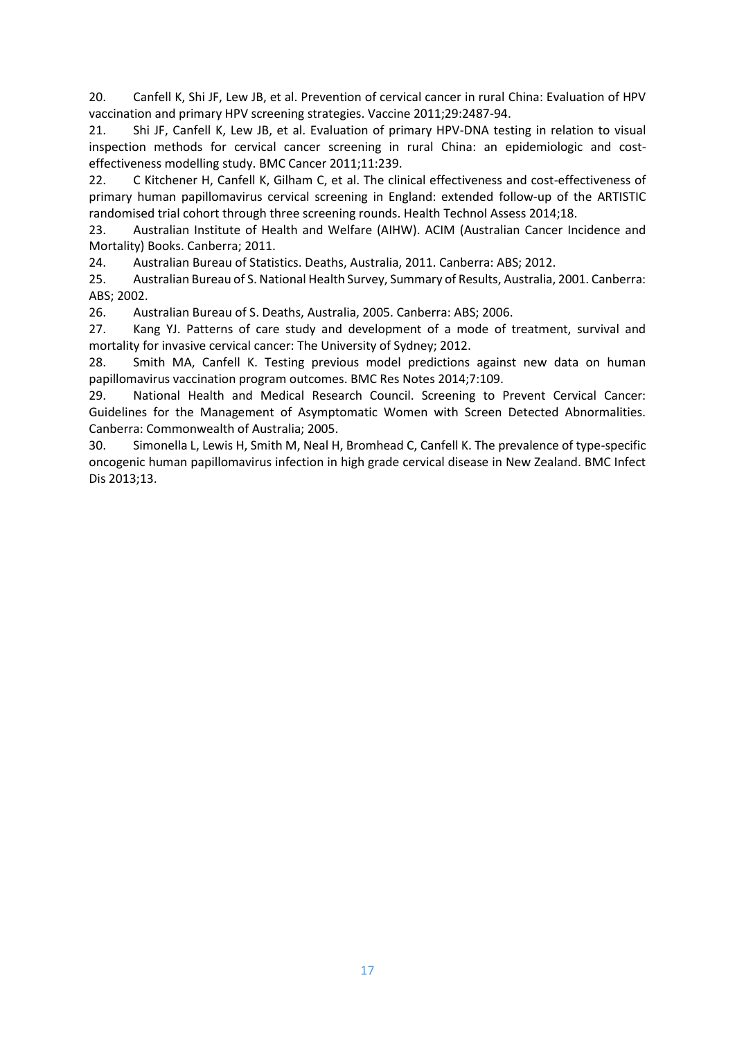20. Canfell K, Shi JF, Lew JB, et al. Prevention of cervical cancer in rural China: Evaluation of HPV vaccination and primary HPV screening strategies. Vaccine 2011;29:2487-94.

21. Shi JF, Canfell K, Lew JB, et al. Evaluation of primary HPV-DNA testing in relation to visual inspection methods for cervical cancer screening in rural China: an epidemiologic and cost-effectiveness modelling study. BMC Cancer 2011;11:239.

22. C Kitchener H, Canfell K, Gilham C, et al. The clinical effectiveness and cost-effectiveness of primary human papillomavirus cervical screening in England: extended follow-up of the ARTISTIC randomised trial cohort through three screening rounds. Health Technol Assess 2014;18.

23. Australian Institute of Health and Welfare (AIHW). ACIM (Australian Cancer Incidence and Mortality) Books. Canberra; 2011.

24. Australian Bureau of Statistics. Deaths, Australia, 2011. Canberra: ABS; 2012.

25. Australian Bureau of S. National Health Survey, Summary of Results, Australia, 2001. Canberra: ABS; 2002.

26. Australian Bureau of S. Deaths, Australia, 2005. Canberra: ABS; 2006.

27. Kang YJ. Patterns of care study and development of a mode of treatment, survival and mortality for invasive cervical cancer: The University of Sydney; 2012.

28. Smith MA, Canfell K. Testing previous model predictions against new data on human papillomavirus vaccination program outcomes. BMC Res Notes 2014;7:109.

29. National Health and Medical Research Council. Screening to Prevent Cervical Cancer: Guidelines for the Management of Asymptomatic Women with Screen Detected Abnormalities. Canberra: Commonwealth of Australia; 2005.

30. Simonella L, Lewis H, Smith M, Neal H, Bromhead C, Canfell K. The prevalence of type-specific oncogenic human papillomavirus infection in high grade cervical disease in New Zealand. BMC Infect Dis 2013;13.